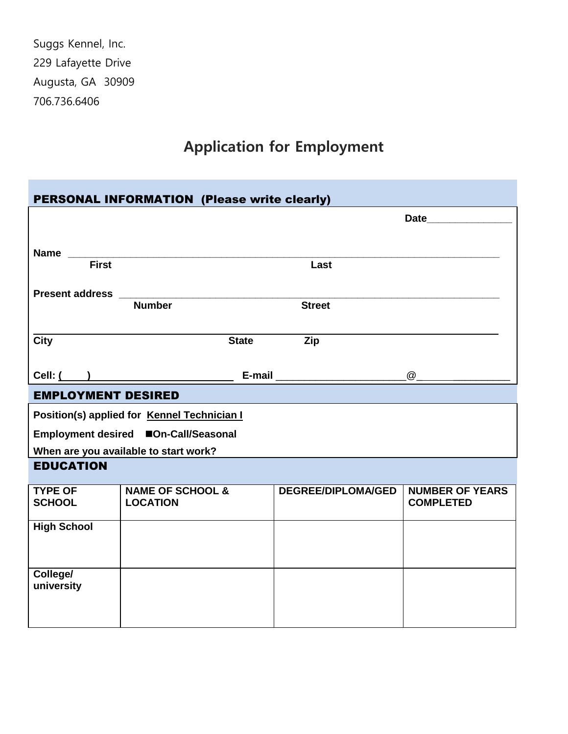Suggs Kennel, Inc.
229 Lafayette Drive
Augusta, GA 30909
706.736.6406

# Application for Employment

## PERSONAL INFORMATION (Please write clearly)

Date_______________

Name ___________________________________________________________________________
First Last

Present address _____________________________________________________________________
Number Street

_____________________________________________________________________________________
City State Zip

Cell: (____) _________________________ E-mail ______________________@___________________

## EMPLOYMENT DESIRED

**Position(s) applied for** Kennel Technician I

**Employment desired** ■On-Call/Seasonal

**When are you available to start work?**

## EDUCATION

| TYPE OF SCHOOL | NAME OF SCHOOL & LOCATION | DEGREE/DIPLOMA/GED | NUMBER OF YEARS COMPLETED |
|---|---|---|---|
| High School | | | |
| College/ university | | | |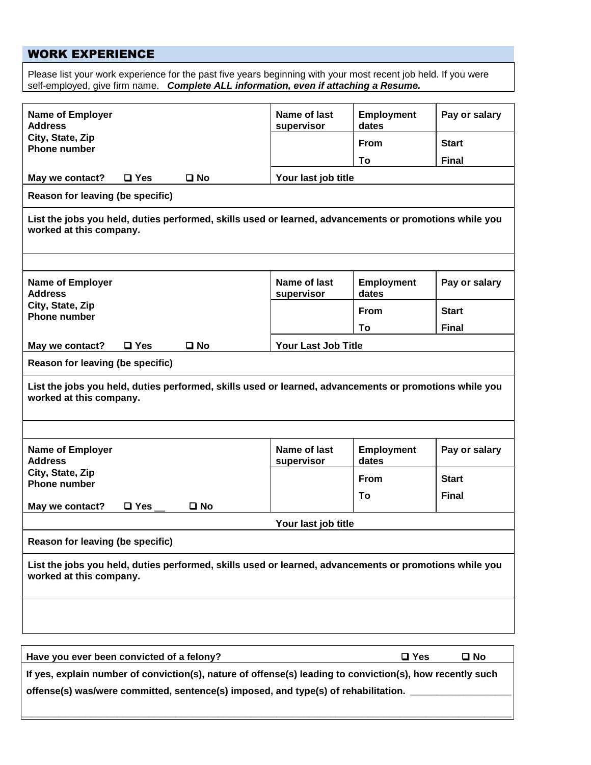## WORK EXPERIENCE

Please list your work experience for the past five years beginning with your most recent job held. If you were self-employed, give firm name. ***Complete ALL information, even if attaching a Resume.***

| **Name of Employer**<br>**Address**<br>**City, State, Zip**<br>**Phone number** | **Name of last supervisor** | **Employment dates** | **Pay or salary** |
|---|---|---|---|
| | | **From** | **Start** |
| | | **To** | **Final** |
| **May we contact?** ❑ **Yes** ❑ **No** | **Your last job title** | | |
| **Reason for leaving (be specific)** | | | |
| **List the jobs you held, duties performed, skills used or learned, advancements or promotions while you worked at this company.** | | | |

| **Name of Employer**<br>**Address**<br>**City, State, Zip**<br>**Phone number** | **Name of last supervisor** | **Employment dates** | **Pay or salary** |
|---|---|---|---|
| | | **From** | **Start** |
| | | **To** | **Final** |
| **May we contact?** ❑ **Yes** ❑ **No** | **Your Last Job Title** | | |
| **Reason for leaving (be specific)** | | | |
| **List the jobs you held, duties performed, skills used or learned, advancements or promotions while you worked at this company.** | | | |

| **Name of Employer**<br>**Address**<br>**City, State, Zip**<br>**Phone number** | **Name of last supervisor** | **Employment dates** | **Pay or salary** |
|---|---|---|---|
| | | **From** | **Start** |
| **May we contact?** ❑ **Yes** __ ❑ **No** | | **To** | **Final** |
| | **Your last job title** | | |
| **Reason for leaving (be specific)** | | | |
| **List the jobs you held, duties performed, skills used or learned, advancements or promotions while you worked at this company.** | | | |

| **Have you ever been convicted of a felony?** | ❑ **Yes** | ❑ **No** |
|---|---|---|
| **If yes, explain number of conviction(s), nature of offense(s) leading to conviction(s), how recently such offense(s) was/were committed, sentence(s) imposed, and type(s) of rehabilitation.** ___________________ | | |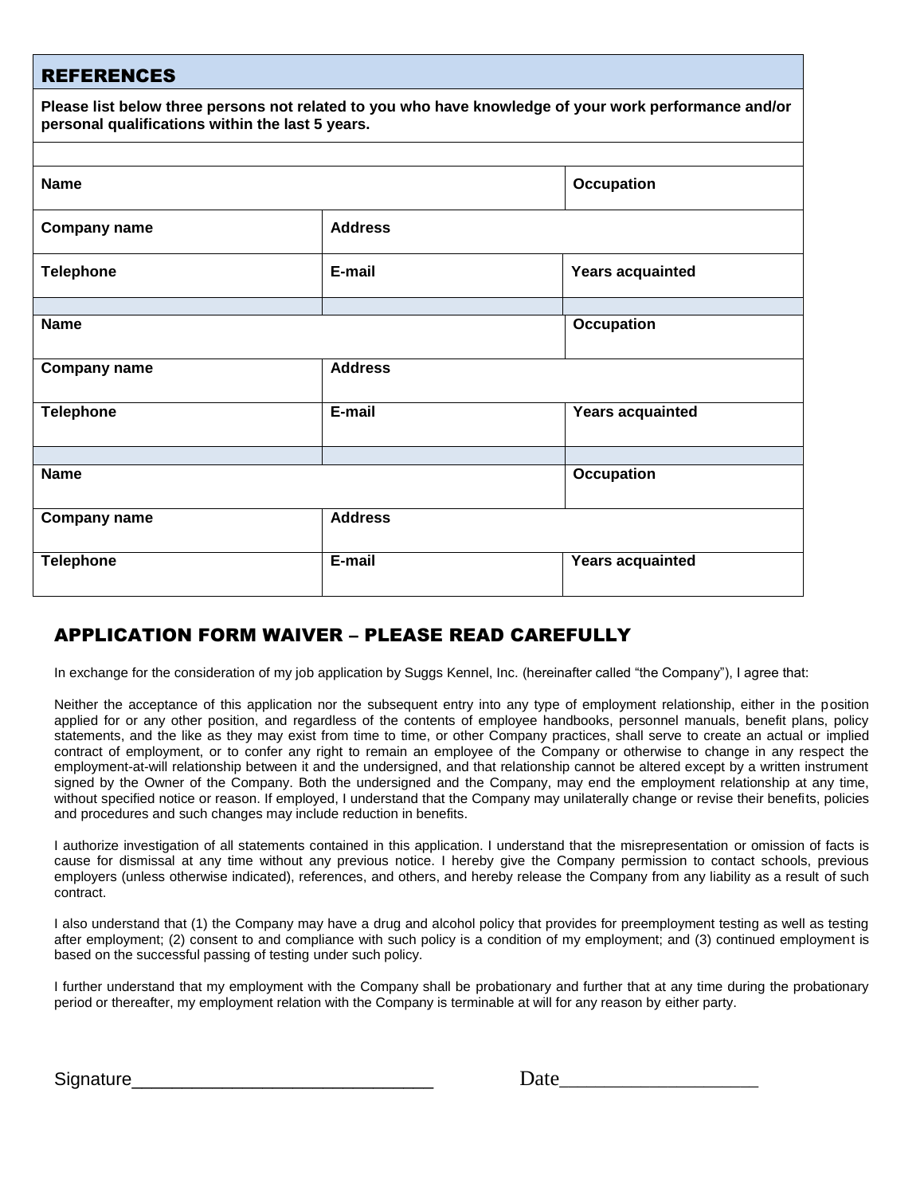## REFERENCES

**Please list below three persons not related to you who have knowledge of your work performance and/or personal qualifications within the last 5 years.**

| | | |
|---|---|---|
| **Name** | | **Occupation** |
| **Company name** | **Address** | |
| **Telephone** | **E-mail** | **Years acquainted** |
| | | |
| **Name** | | **Occupation** |
| **Company name** | **Address** | |
| **Telephone** | **E-mail** | **Years acquainted** |
| | | |
| **Name** | | **Occupation** |
| **Company name** | **Address** | |
| **Telephone** | **E-mail** | **Years acquainted** |

## APPLICATION FORM WAIVER – PLEASE READ CAREFULLY

In exchange for the consideration of my job application by Suggs Kennel, Inc. (hereinafter called "the Company"), I agree that:

Neither the acceptance of this application nor the subsequent entry into any type of employment relationship, either in the position applied for or any other position, and regardless of the contents of employee handbooks, personnel manuals, benefit plans, policy statements, and the like as they may exist from time to time, or other Company practices, shall serve to create an actual or implied contract of employment, or to confer any right to remain an employee of the Company or otherwise to change in any respect the employment-at-will relationship between it and the undersigned, and that relationship cannot be altered except by a written instrument signed by the Owner of the Company. Both the undersigned and the Company, may end the employment relationship at any time, without specified notice or reason. If employed, I understand that the Company may unilaterally change or revise their benefits, policies and procedures and such changes may include reduction in benefits.

I authorize investigation of all statements contained in this application. I understand that the misrepresentation or omission of facts is cause for dismissal at any time without any previous notice. I hereby give the Company permission to contact schools, previous employers (unless otherwise indicated), references, and others, and hereby release the Company from any liability as a result of such contract.

I also understand that (1) the Company may have a drug and alcohol policy that provides for preemployment testing as well as testing after employment; (2) consent to and compliance with such policy is a condition of my employment; and (3) continued employment is based on the successful passing of testing under such policy.

I further understand that my employment with the Company shall be probationary and further that at any time during the probationary period or thereafter, my employment relation with the Company is terminable at will for any reason by either party.

Signature_____________________________ Date___________________